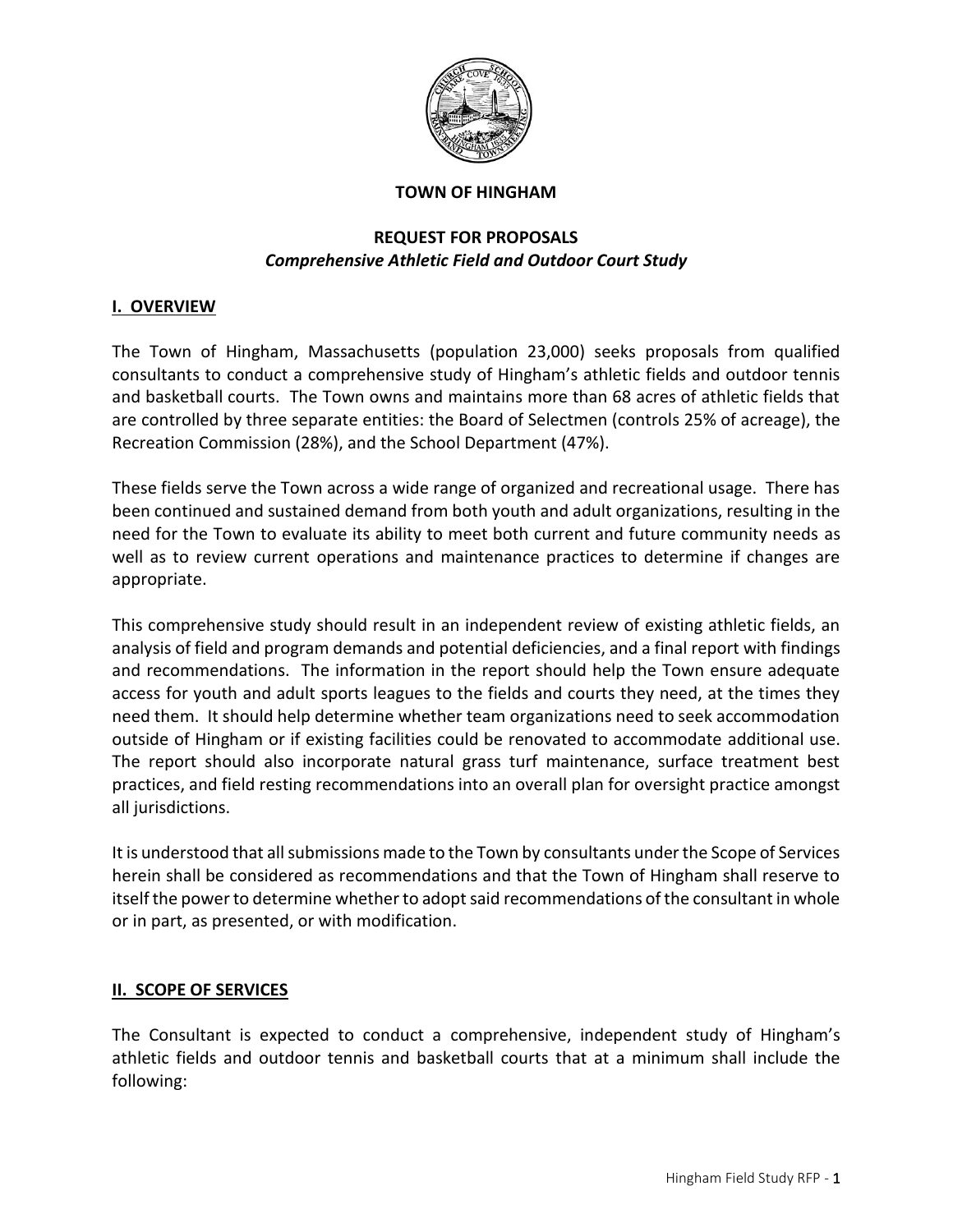**TOWN OF HINGHAM**

**REQUEST FOR PROPOSALS**
***Comprehensive Athletic Field and Outdoor Court Study***

## I. OVERVIEW

The Town of Hingham, Massachusetts (population 23,000) seeks proposals from qualified consultants to conduct a comprehensive study of Hingham's athletic fields and outdoor tennis and basketball courts. The Town owns and maintains more than 68 acres of athletic fields that are controlled by three separate entities: the Board of Selectmen (controls 25% of acreage), the Recreation Commission (28%), and the School Department (47%).

These fields serve the Town across a wide range of organized and recreational usage. There has been continued and sustained demand from both youth and adult organizations, resulting in the need for the Town to evaluate its ability to meet both current and future community needs as well as to review current operations and maintenance practices to determine if changes are appropriate.

This comprehensive study should result in an independent review of existing athletic fields, an analysis of field and program demands and potential deficiencies, and a final report with findings and recommendations. The information in the report should help the Town ensure adequate access for youth and adult sports leagues to the fields and courts they need, at the times they need them. It should help determine whether team organizations need to seek accommodation outside of Hingham or if existing facilities could be renovated to accommodate additional use. The report should also incorporate natural grass turf maintenance, surface treatment best practices, and field resting recommendations into an overall plan for oversight practice amongst all jurisdictions.

It is understood that all submissions made to the Town by consultants under the Scope of Services herein shall be considered as recommendations and that the Town of Hingham shall reserve to itself the power to determine whether to adopt said recommendations of the consultant in whole or in part, as presented, or with modification.

## II. SCOPE OF SERVICES

The Consultant is expected to conduct a comprehensive, independent study of Hingham's athletic fields and outdoor tennis and basketball courts that at a minimum shall include the following: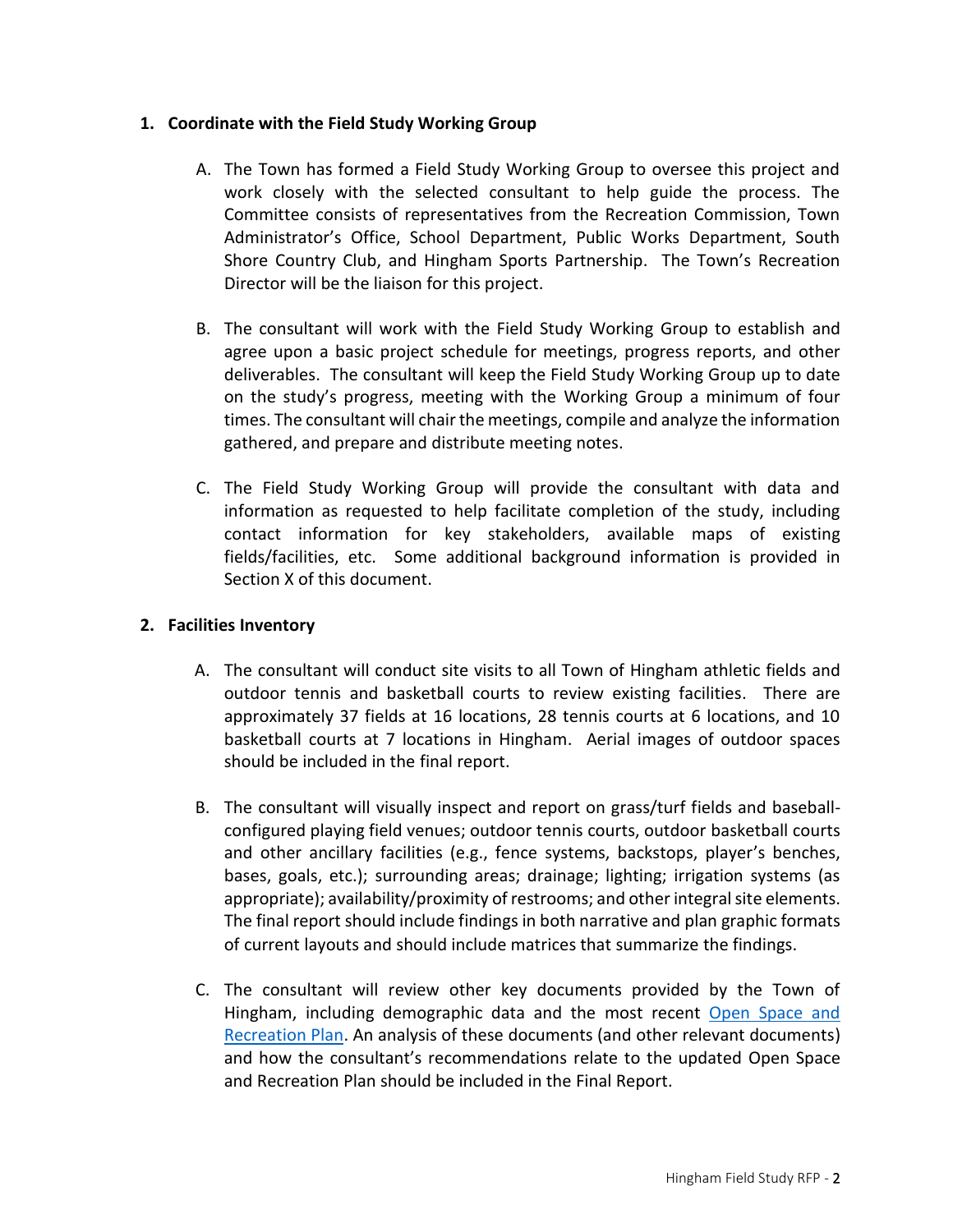**1. Coordinate with the Field Study Working Group**

A. The Town has formed a Field Study Working Group to oversee this project and work closely with the selected consultant to help guide the process. The Committee consists of representatives from the Recreation Commission, Town Administrator's Office, School Department, Public Works Department, South Shore Country Club, and Hingham Sports Partnership. The Town's Recreation Director will be the liaison for this project.

B. The consultant will work with the Field Study Working Group to establish and agree upon a basic project schedule for meetings, progress reports, and other deliverables. The consultant will keep the Field Study Working Group up to date on the study's progress, meeting with the Working Group a minimum of four times. The consultant will chair the meetings, compile and analyze the information gathered, and prepare and distribute meeting notes.

C. The Field Study Working Group will provide the consultant with data and information as requested to help facilitate completion of the study, including contact information for key stakeholders, available maps of existing fields/facilities, etc. Some additional background information is provided in Section X of this document.

**2. Facilities Inventory**

A. The consultant will conduct site visits to all Town of Hingham athletic fields and outdoor tennis and basketball courts to review existing facilities. There are approximately 37 fields at 16 locations, 28 tennis courts at 6 locations, and 10 basketball courts at 7 locations in Hingham. Aerial images of outdoor spaces should be included in the final report.

B. The consultant will visually inspect and report on grass/turf fields and baseball-configured playing field venues; outdoor tennis courts, outdoor basketball courts and other ancillary facilities (e.g., fence systems, backstops, player's benches, bases, goals, etc.); surrounding areas; drainage; lighting; irrigation systems (as appropriate); availability/proximity of restrooms; and other integral site elements. The final report should include findings in both narrative and plan graphic formats of current layouts and should include matrices that summarize the findings.

C. The consultant will review other key documents provided by the Town of Hingham, including demographic data and the most recent [Open Space and Recreation Plan](). An analysis of these documents (and other relevant documents) and how the consultant's recommendations relate to the updated Open Space and Recreation Plan should be included in the Final Report.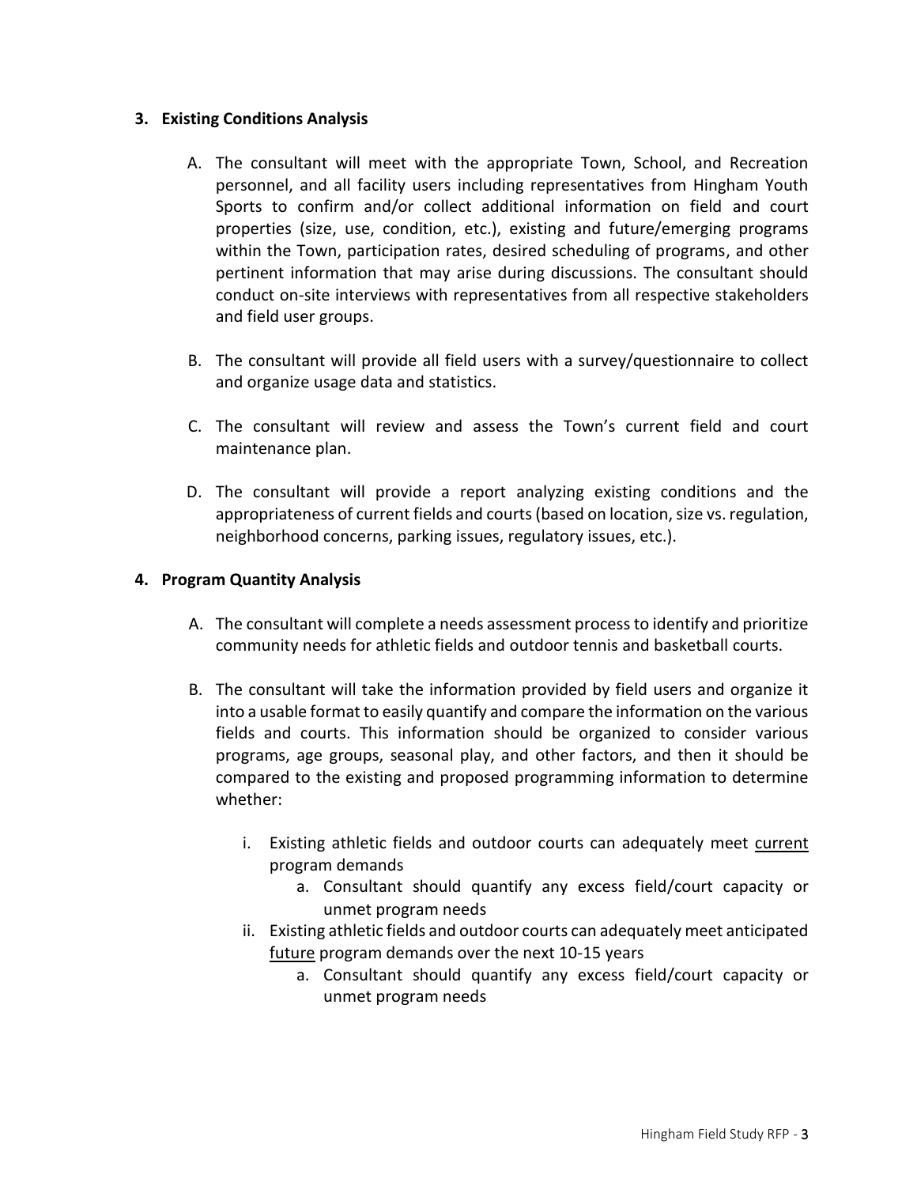**3. Existing Conditions Analysis**

A. The consultant will meet with the appropriate Town, School, and Recreation personnel, and all facility users including representatives from Hingham Youth Sports to confirm and/or collect additional information on field and court properties (size, use, condition, etc.), existing and future/emerging programs within the Town, participation rates, desired scheduling of programs, and other pertinent information that may arise during discussions. The consultant should conduct on-site interviews with representatives from all respective stakeholders and field user groups.

B. The consultant will provide all field users with a survey/questionnaire to collect and organize usage data and statistics.

C. The consultant will review and assess the Town's current field and court maintenance plan.

D. The consultant will provide a report analyzing existing conditions and the appropriateness of current fields and courts (based on location, size vs. regulation, neighborhood concerns, parking issues, regulatory issues, etc.).

**4. Program Quantity Analysis**

A. The consultant will complete a needs assessment process to identify and prioritize community needs for athletic fields and outdoor tennis and basketball courts.

B. The consultant will take the information provided by field users and organize it into a usable format to easily quantify and compare the information on the various fields and courts. This information should be organized to consider various programs, age groups, seasonal play, and other factors, and then it should be compared to the existing and proposed programming information to determine whether:

   i. Existing athletic fields and outdoor courts can adequately meet <u>current</u> program demands
      a. Consultant should quantify any excess field/court capacity or unmet program needs
   ii. Existing athletic fields and outdoor courts can adequately meet anticipated <u>future</u> program demands over the next 10-15 years
      a. Consultant should quantify any excess field/court capacity or unmet program needs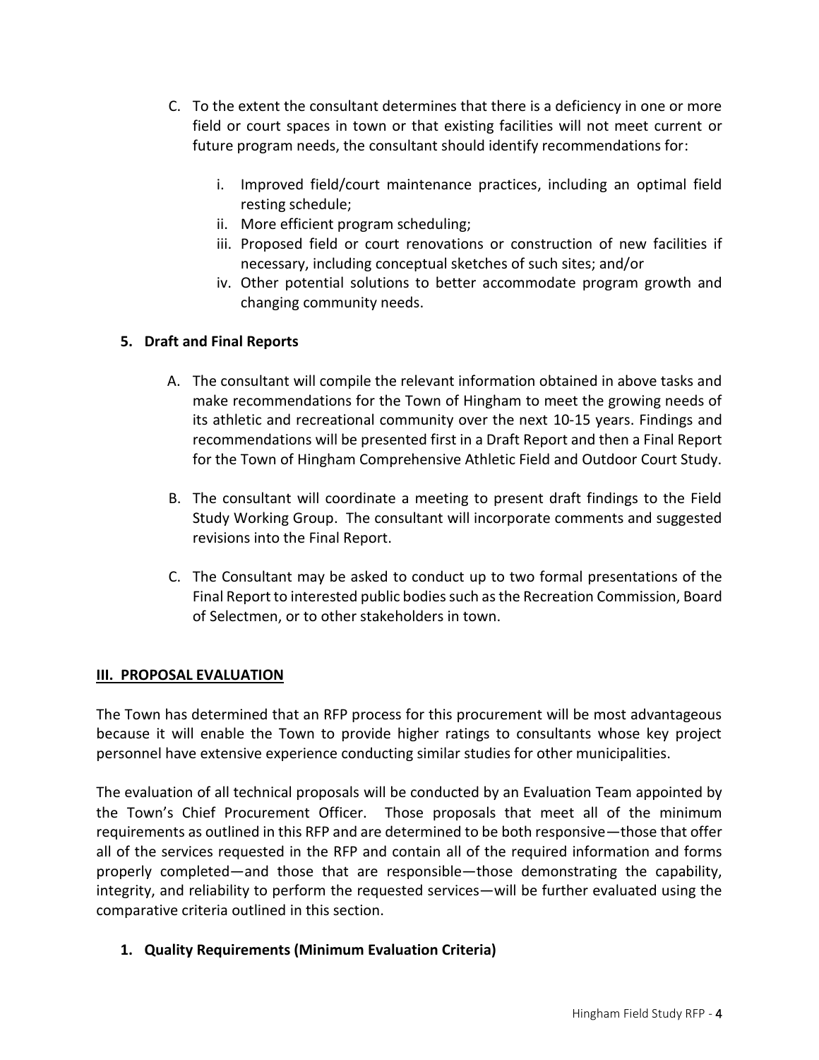C. To the extent the consultant determines that there is a deficiency in one or more field or court spaces in town or that existing facilities will not meet current or future program needs, the consultant should identify recommendations for:

   i. Improved field/court maintenance practices, including an optimal field resting schedule;
   ii. More efficient program scheduling;
   iii. Proposed field or court renovations or construction of new facilities if necessary, including conceptual sketches of such sites; and/or
   iv. Other potential solutions to better accommodate program growth and changing community needs.

**5. Draft and Final Reports**

A. The consultant will compile the relevant information obtained in above tasks and make recommendations for the Town of Hingham to meet the growing needs of its athletic and recreational community over the next 10-15 years. Findings and recommendations will be presented first in a Draft Report and then a Final Report for the Town of Hingham Comprehensive Athletic Field and Outdoor Court Study.

B. The consultant will coordinate a meeting to present draft findings to the Field Study Working Group. The consultant will incorporate comments and suggested revisions into the Final Report.

C. The Consultant may be asked to conduct up to two formal presentations of the Final Report to interested public bodies such as the Recreation Commission, Board of Selectmen, or to other stakeholders in town.

## III. PROPOSAL EVALUATION

The Town has determined that an RFP process for this procurement will be most advantageous because it will enable the Town to provide higher ratings to consultants whose key project personnel have extensive experience conducting similar studies for other municipalities.

The evaluation of all technical proposals will be conducted by an Evaluation Team appointed by the Town's Chief Procurement Officer. Those proposals that meet all of the minimum requirements as outlined in this RFP and are determined to be both responsive—those that offer all of the services requested in the RFP and contain all of the required information and forms properly completed—and those that are responsible—those demonstrating the capability, integrity, and reliability to perform the requested services—will be further evaluated using the comparative criteria outlined in this section.

**1. Quality Requirements (Minimum Evaluation Criteria)**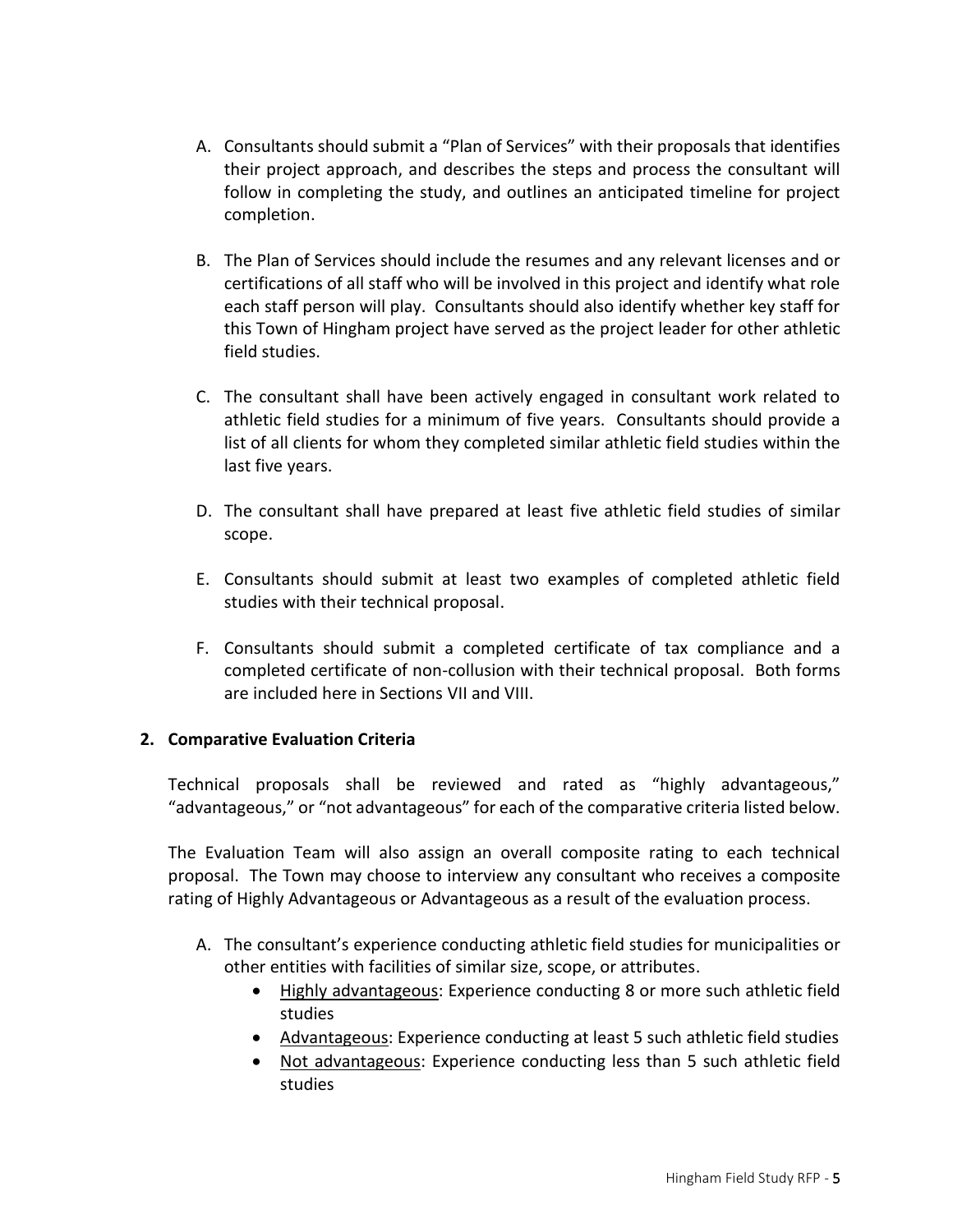A. Consultants should submit a "Plan of Services" with their proposals that identifies their project approach, and describes the steps and process the consultant will follow in completing the study, and outlines an anticipated timeline for project completion.

B. The Plan of Services should include the resumes and any relevant licenses and or certifications of all staff who will be involved in this project and identify what role each staff person will play. Consultants should also identify whether key staff for this Town of Hingham project have served as the project leader for other athletic field studies.

C. The consultant shall have been actively engaged in consultant work related to athletic field studies for a minimum of five years. Consultants should provide a list of all clients for whom they completed similar athletic field studies within the last five years.

D. The consultant shall have prepared at least five athletic field studies of similar scope.

E. Consultants should submit at least two examples of completed athletic field studies with their technical proposal.

F. Consultants should submit a completed certificate of tax compliance and a completed certificate of non-collusion with their technical proposal. Both forms are included here in Sections VII and VIII.

**2. Comparative Evaluation Criteria**

Technical proposals shall be reviewed and rated as "highly advantageous," "advantageous," or "not advantageous" for each of the comparative criteria listed below.

The Evaluation Team will also assign an overall composite rating to each technical proposal. The Town may choose to interview any consultant who receives a composite rating of Highly Advantageous or Advantageous as a result of the evaluation process.

A. The consultant's experience conducting athletic field studies for municipalities or other entities with facilities of similar size, scope, or attributes.
   - Highly advantageous: Experience conducting 8 or more such athletic field studies
   - Advantageous: Experience conducting at least 5 such athletic field studies
   - Not advantageous: Experience conducting less than 5 such athletic field studies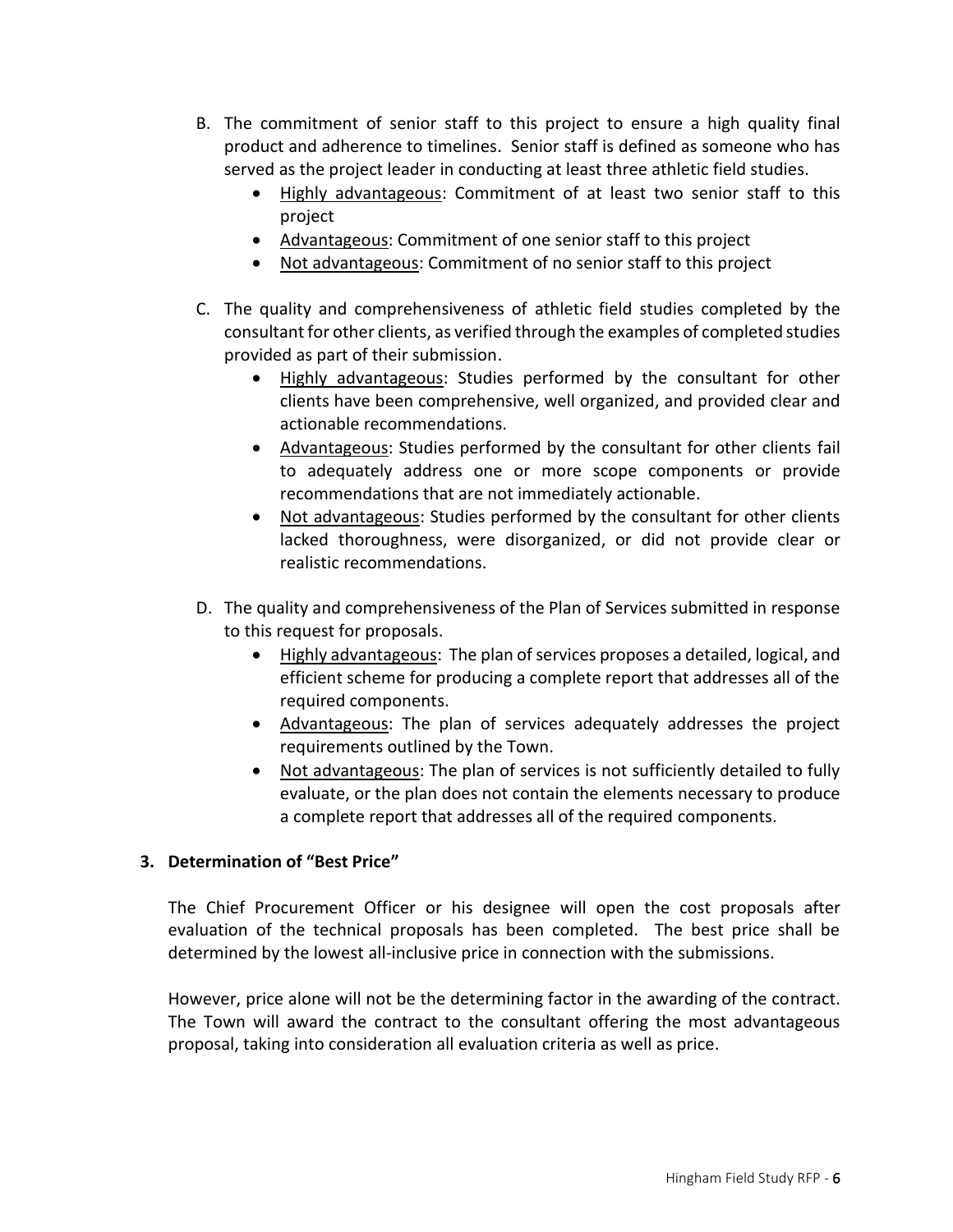B. The commitment of senior staff to this project to ensure a high quality final product and adherence to timelines. Senior staff is defined as someone who has served as the project leader in conducting at least three athletic field studies.
    - Highly advantageous: Commitment of at least two senior staff to this project
    - Advantageous: Commitment of one senior staff to this project
    - Not advantageous: Commitment of no senior staff to this project

C. The quality and comprehensiveness of athletic field studies completed by the consultant for other clients, as verified through the examples of completed studies provided as part of their submission.
    - Highly advantageous: Studies performed by the consultant for other clients have been comprehensive, well organized, and provided clear and actionable recommendations.
    - Advantageous: Studies performed by the consultant for other clients fail to adequately address one or more scope components or provide recommendations that are not immediately actionable.
    - Not advantageous: Studies performed by the consultant for other clients lacked thoroughness, were disorganized, or did not provide clear or realistic recommendations.

D. The quality and comprehensiveness of the Plan of Services submitted in response to this request for proposals.
    - Highly advantageous: The plan of services proposes a detailed, logical, and efficient scheme for producing a complete report that addresses all of the required components.
    - Advantageous: The plan of services adequately addresses the project requirements outlined by the Town.
    - Not advantageous: The plan of services is not sufficiently detailed to fully evaluate, or the plan does not contain the elements necessary to produce a complete report that addresses all of the required components.

**3. Determination of "Best Price"**

The Chief Procurement Officer or his designee will open the cost proposals after evaluation of the technical proposals has been completed. The best price shall be determined by the lowest all-inclusive price in connection with the submissions.

However, price alone will not be the determining factor in the awarding of the contract. The Town will award the contract to the consultant offering the most advantageous proposal, taking into consideration all evaluation criteria as well as price.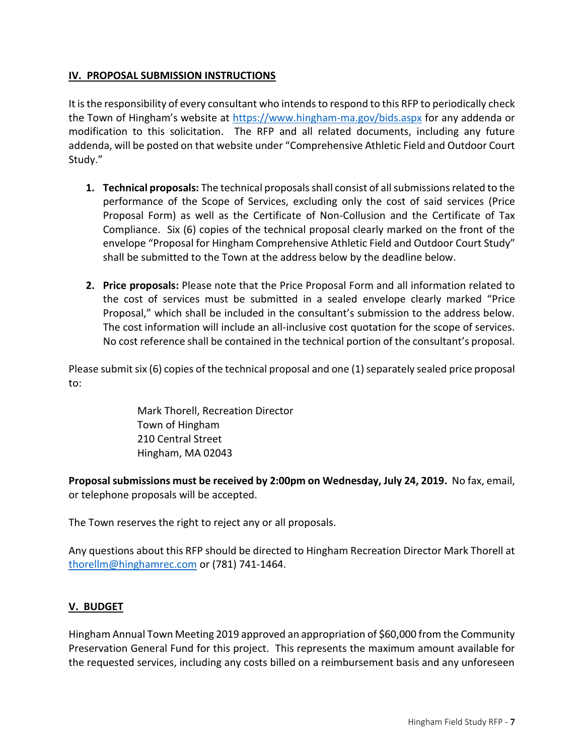## IV. PROPOSAL SUBMISSION INSTRUCTIONS

It is the responsibility of every consultant who intends to respond to this RFP to periodically check the Town of Hingham's website at https://www.hingham-ma.gov/bids.aspx for any addenda or modification to this solicitation. The RFP and all related documents, including any future addenda, will be posted on that website under "Comprehensive Athletic Field and Outdoor Court Study."

1. **Technical proposals:** The technical proposals shall consist of all submissions related to the performance of the Scope of Services, excluding only the cost of said services (Price Proposal Form) as well as the Certificate of Non-Collusion and the Certificate of Tax Compliance. Six (6) copies of the technical proposal clearly marked on the front of the envelope "Proposal for Hingham Comprehensive Athletic Field and Outdoor Court Study" shall be submitted to the Town at the address below by the deadline below.

2. **Price proposals:** Please note that the Price Proposal Form and all information related to the cost of services must be submitted in a sealed envelope clearly marked "Price Proposal," which shall be included in the consultant's submission to the address below. The cost information will include an all-inclusive cost quotation for the scope of services. No cost reference shall be contained in the technical portion of the consultant's proposal.

Please submit six (6) copies of the technical proposal and one (1) separately sealed price proposal to:

> Mark Thorell, Recreation Director
> Town of Hingham
> 210 Central Street
> Hingham, MA 02043

**Proposal submissions must be received by 2:00pm on Wednesday, July 24, 2019.** No fax, email, or telephone proposals will be accepted.

The Town reserves the right to reject any or all proposals.

Any questions about this RFP should be directed to Hingham Recreation Director Mark Thorell at thorellm@hinghamrec.com or (781) 741-1464.

## V. BUDGET

Hingham Annual Town Meeting 2019 approved an appropriation of $60,000 from the Community Preservation General Fund for this project. This represents the maximum amount available for the requested services, including any costs billed on a reimbursement basis and any unforeseen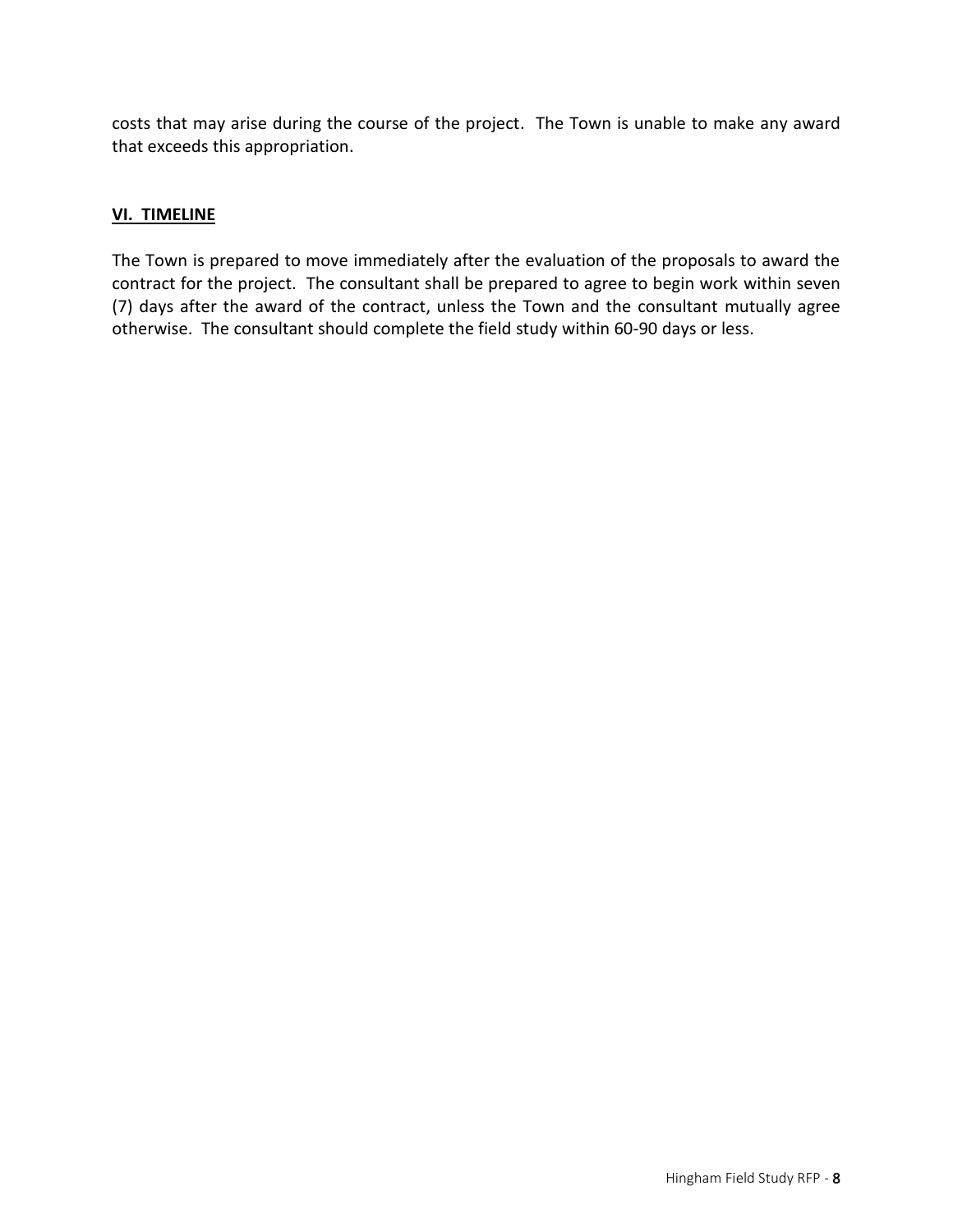costs that may arise during the course of the project. The Town is unable to make any award that exceeds this appropriation.

## VI. TIMELINE

The Town is prepared to move immediately after the evaluation of the proposals to award the contract for the project. The consultant shall be prepared to agree to begin work within seven (7) days after the award of the contract, unless the Town and the consultant mutually agree otherwise. The consultant should complete the field study within 60-90 days or less.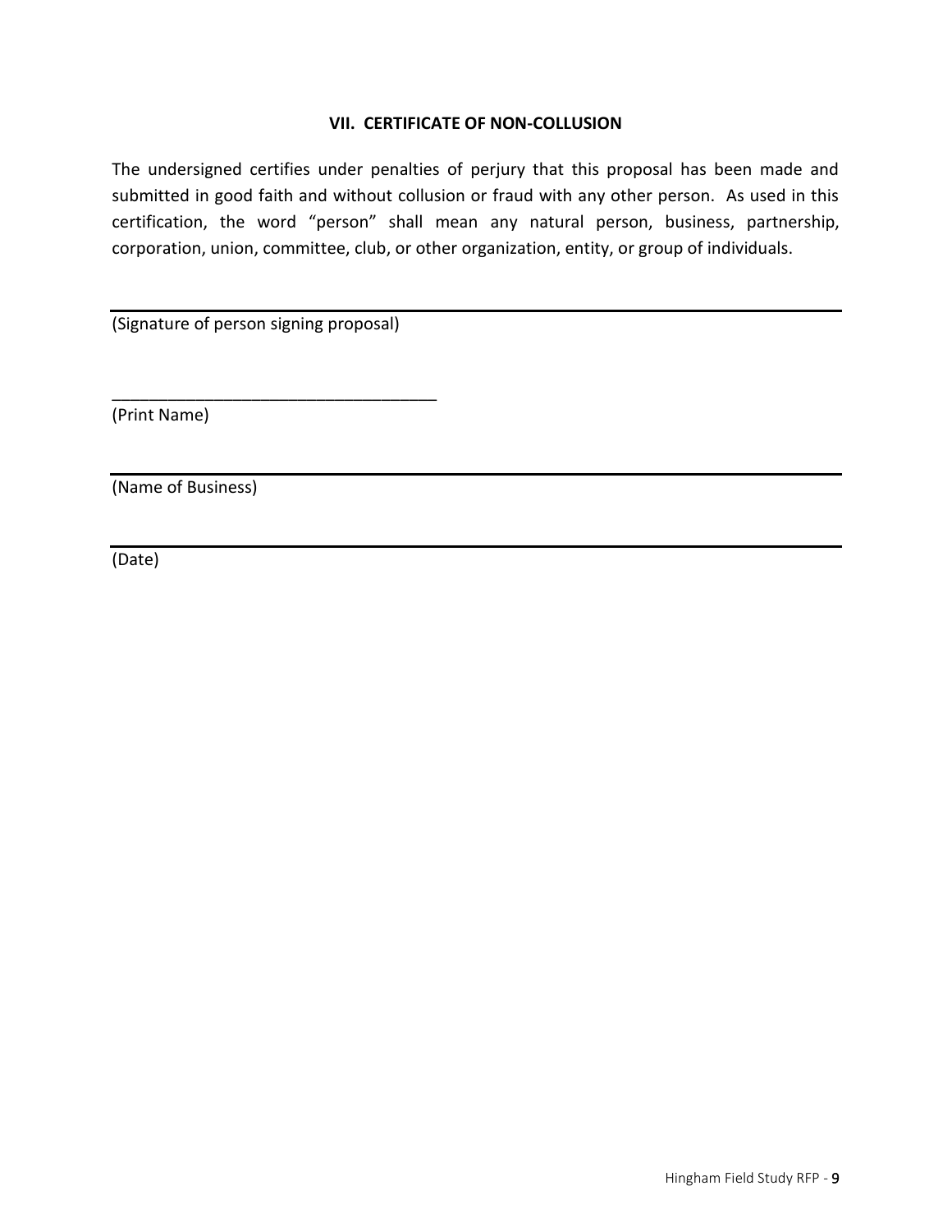### VII. CERTIFICATE OF NON-COLLUSION

The undersigned certifies under penalties of perjury that this proposal has been made and submitted in good faith and without collusion or fraud with any other person. As used in this certification, the word "person" shall mean any natural person, business, partnership, corporation, union, committee, club, or other organization, entity, or group of individuals.

\_\_\_\_\_\_\_\_\_\_\_\_\_\_\_\_\_\_\_\_\_\_\_\_\_\_\_\_\_\_\_\_\_\_\_\_\_\_\_\_\_\_\_\_\_\_\_\_\_\_\_\_\_\_\_\_\_\_\_\_
(Signature of person signing proposal)

\_\_\_\_\_\_\_\_\_\_\_\_\_\_\_\_\_\_\_\_\_\_\_\_\_\_\_\_\_\_\_\_\_\_\_\_
(Print Name)

\_\_\_\_\_\_\_\_\_\_\_\_\_\_\_\_\_\_\_\_\_\_\_\_\_\_\_\_\_\_\_\_\_\_\_\_\_\_\_\_\_\_\_\_\_\_\_\_\_\_\_\_\_\_\_\_\_\_\_\_
(Name of Business)

\_\_\_\_\_\_\_\_\_\_\_\_\_\_\_\_\_\_\_\_\_\_\_\_\_\_\_\_\_\_\_\_\_\_\_\_\_\_\_\_\_\_\_\_\_\_\_\_\_\_\_\_\_\_\_\_\_\_\_\_
(Date)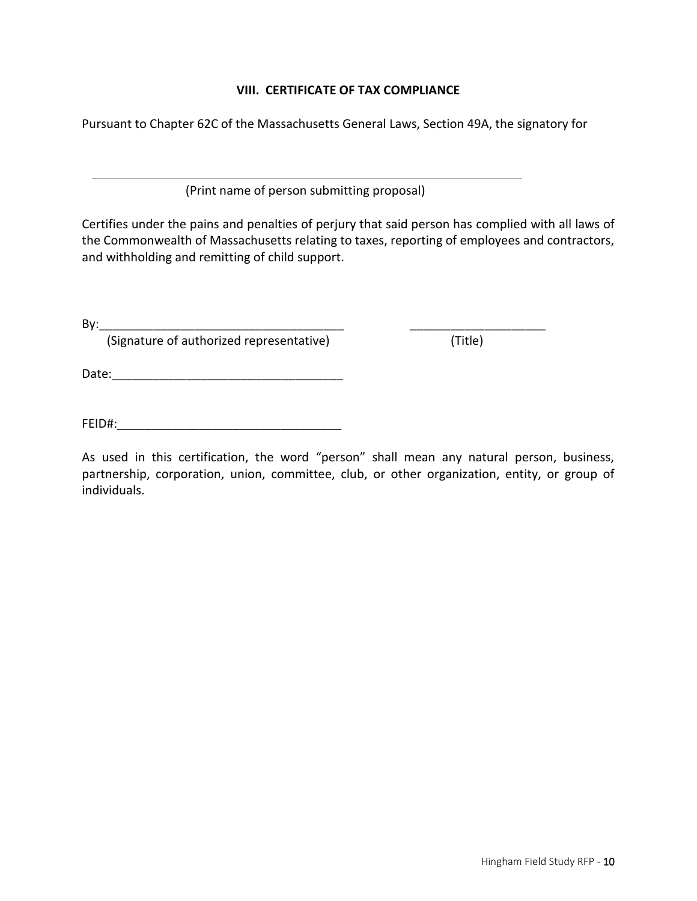## VIII. CERTIFICATE OF TAX COMPLIANCE

Pursuant to Chapter 62C of the Massachusetts General Laws, Section 49A, the signatory for

\_\_\_\_\_\_\_\_\_\_\_\_\_\_\_\_\_\_\_\_\_\_\_\_\_\_\_\_\_\_\_\_\_\_\_\_\_\_\_\_\_\_\_\_\_\_\_\_\_\_\_\_\_\_\_\_\_\_\_\_\_\_\_\_

(Print name of person submitting proposal)

Certifies under the pains and penalties of perjury that said person has complied with all laws of the Commonwealth of Massachusetts relating to taxes, reporting of employees and contractors, and withholding and remitting of child support.

By:\_\_\_\_\_\_\_\_\_\_\_\_\_\_\_\_\_\_\_\_\_\_\_\_\_\_\_\_\_\_\_\_\_\_\_\_\_\_ \_\_\_\_\_\_\_\_\_\_\_\_\_\_\_\_\_\_\_\_\_

(Signature of authorized representative) (Title)

Date:\_\_\_\_\_\_\_\_\_\_\_\_\_\_\_\_\_\_\_\_\_\_\_\_\_\_\_\_\_\_\_\_\_\_\_

FEID#:\_\_\_\_\_\_\_\_\_\_\_\_\_\_\_\_\_\_\_\_\_\_\_\_\_\_\_\_\_\_\_\_\_\_

As used in this certification, the word "person" shall mean any natural person, business, partnership, corporation, union, committee, club, or other organization, entity, or group of individuals.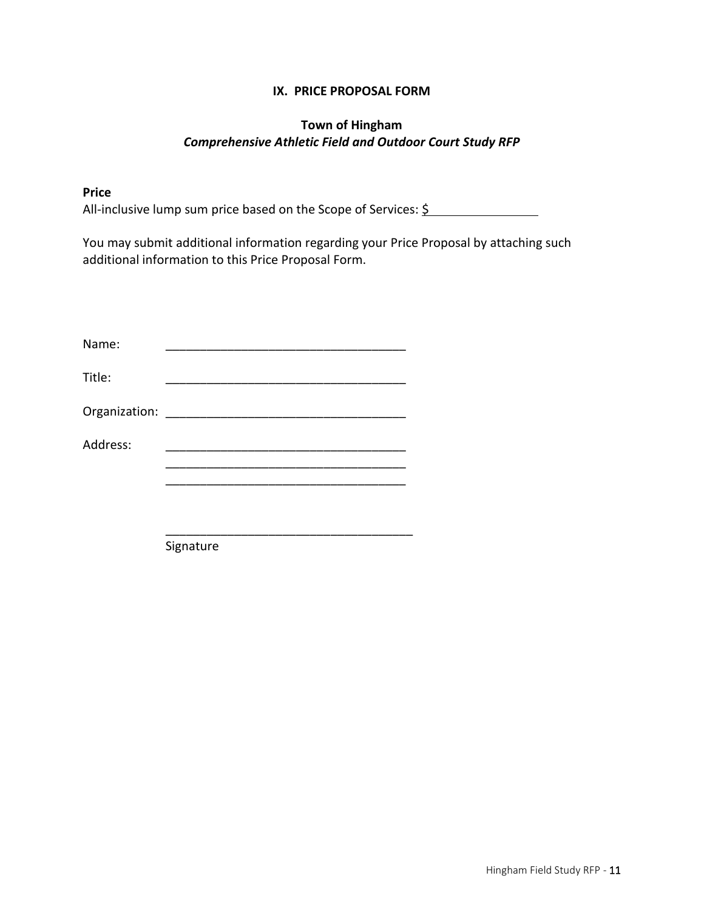## IX. PRICE PROPOSAL FORM

**Town of Hingham**

***Comprehensive Athletic Field and Outdoor Court Study RFP***

**Price**

All-inclusive lump sum price based on the Scope of Services: $\_\_\_\_\_\_\_\_\_\_\_\_\_\_\_\_

You may submit additional information regarding your Price Proposal by attaching such additional information to this Price Proposal Form.

Name: \_\_\_\_\_\_\_\_\_\_\_\_\_\_\_\_\_\_\_\_\_\_\_\_\_\_\_\_\_\_\_\_\_\_\_\_

Title: \_\_\_\_\_\_\_\_\_\_\_\_\_\_\_\_\_\_\_\_\_\_\_\_\_\_\_\_\_\_\_\_\_\_\_\_

Organization: \_\_\_\_\_\_\_\_\_\_\_\_\_\_\_\_\_\_\_\_\_\_\_\_\_\_\_\_\_\_\_\_\_\_\_\_

Address: \_\_\_\_\_\_\_\_\_\_\_\_\_\_\_\_\_\_\_\_\_\_\_\_\_\_\_\_\_\_\_\_\_\_\_\_

\_\_\_\_\_\_\_\_\_\_\_\_\_\_\_\_\_\_\_\_\_\_\_\_\_\_\_\_\_\_\_\_\_\_\_\_

\_\_\_\_\_\_\_\_\_\_\_\_\_\_\_\_\_\_\_\_\_\_\_\_\_\_\_\_\_\_\_\_\_\_\_\_

\_\_\_\_\_\_\_\_\_\_\_\_\_\_\_\_\_\_\_\_\_\_\_\_\_\_\_\_\_\_\_\_\_\_\_\_

Signature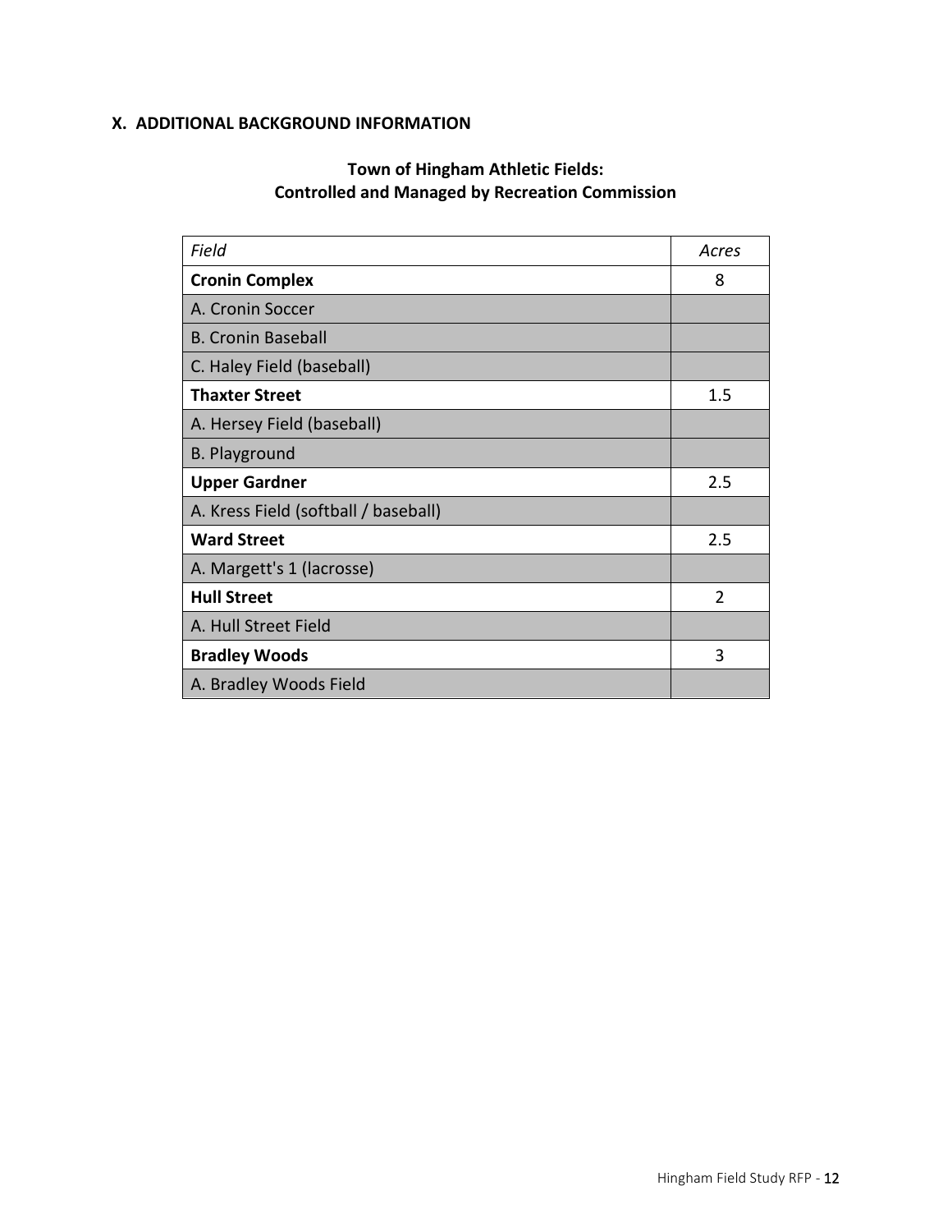## X. ADDITIONAL BACKGROUND INFORMATION

**Town of Hingham Athletic Fields:**
**Controlled and Managed by Recreation Commission**

| *Field* | *Acres* |
|---|---|
| **Cronin Complex** | 8 |
| A. Cronin Soccer | |
| B. Cronin Baseball | |
| C. Haley Field (baseball) | |
| **Thaxter Street** | 1.5 |
| A. Hersey Field (baseball) | |
| B. Playground | |
| **Upper Gardner** | 2.5 |
| A. Kress Field (softball / baseball) | |
| **Ward Street** | 2.5 |
| A. Margett's 1 (lacrosse) | |
| **Hull Street** | 2 |
| A. Hull Street Field | |
| **Bradley Woods** | 3 |
| A. Bradley Woods Field | |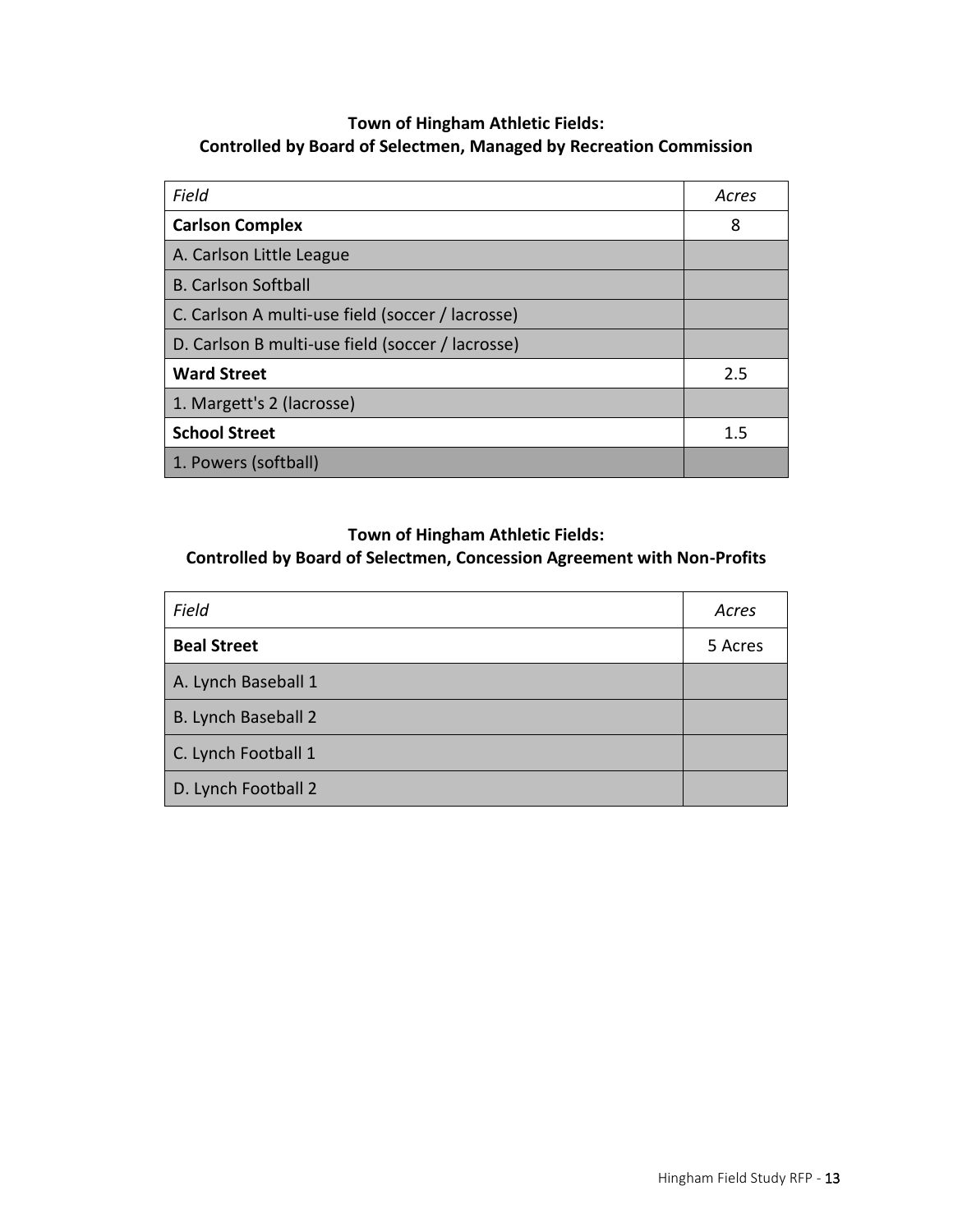**Town of Hingham Athletic Fields:**
**Controlled by Board of Selectmen, Managed by Recreation Commission**

| *Field* | *Acres* |
|---|---|
| **Carlson Complex** | 8 |
| A. Carlson Little League | |
| B. Carlson Softball | |
| C. Carlson A multi-use field (soccer / lacrosse) | |
| D. Carlson B multi-use field (soccer / lacrosse) | |
| **Ward Street** | 2.5 |
| 1. Margett's 2 (lacrosse) | |
| **School Street** | 1.5 |
| 1. Powers (softball) | |

**Town of Hingham Athletic Fields:**
**Controlled by Board of Selectmen, Concession Agreement with Non-Profits**

| *Field* | *Acres* |
|---|---|
| **Beal Street** | 5 Acres |
| A. Lynch Baseball 1 | |
| B. Lynch Baseball 2 | |
| C. Lynch Football 1 | |
| D. Lynch Football 2 | |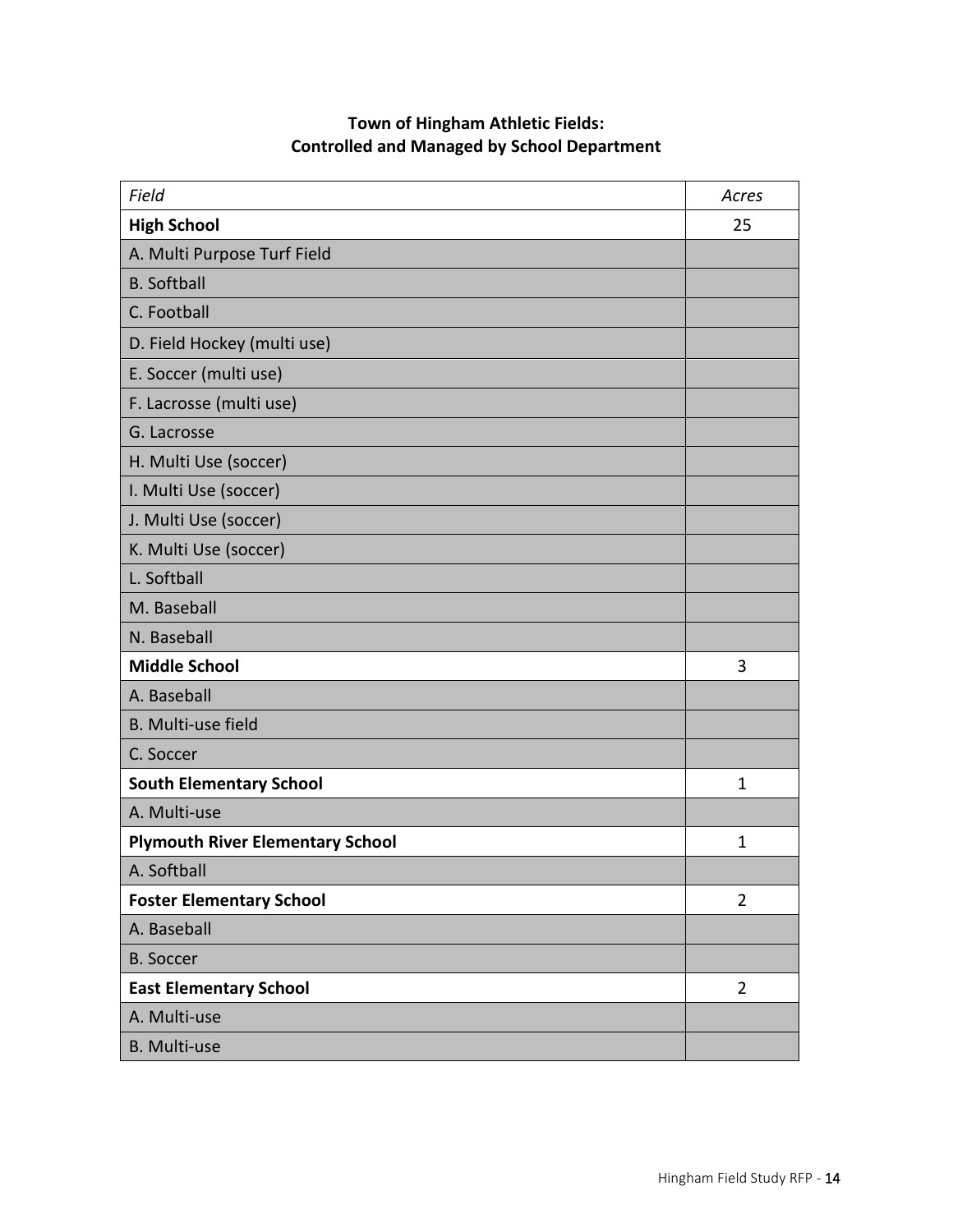**Town of Hingham Athletic Fields:**
**Controlled and Managed by School Department**

| *Field* | *Acres* |
|---|---|
| **High School** | 25 |
| A. Multi Purpose Turf Field | |
| B. Softball | |
| C. Football | |
| D. Field Hockey (multi use) | |
| E. Soccer (multi use) | |
| F. Lacrosse (multi use) | |
| G. Lacrosse | |
| H. Multi Use (soccer) | |
| I. Multi Use (soccer) | |
| J. Multi Use (soccer) | |
| K. Multi Use (soccer) | |
| L. Softball | |
| M. Baseball | |
| N. Baseball | |
| **Middle School** | 3 |
| A. Baseball | |
| B. Multi-use field | |
| C. Soccer | |
| **South Elementary School** | 1 |
| A. Multi-use | |
| **Plymouth River Elementary School** | 1 |
| A. Softball | |
| **Foster Elementary School** | 2 |
| A. Baseball | |
| B. Soccer | |
| **East Elementary School** | 2 |
| A. Multi-use | |
| B. Multi-use | |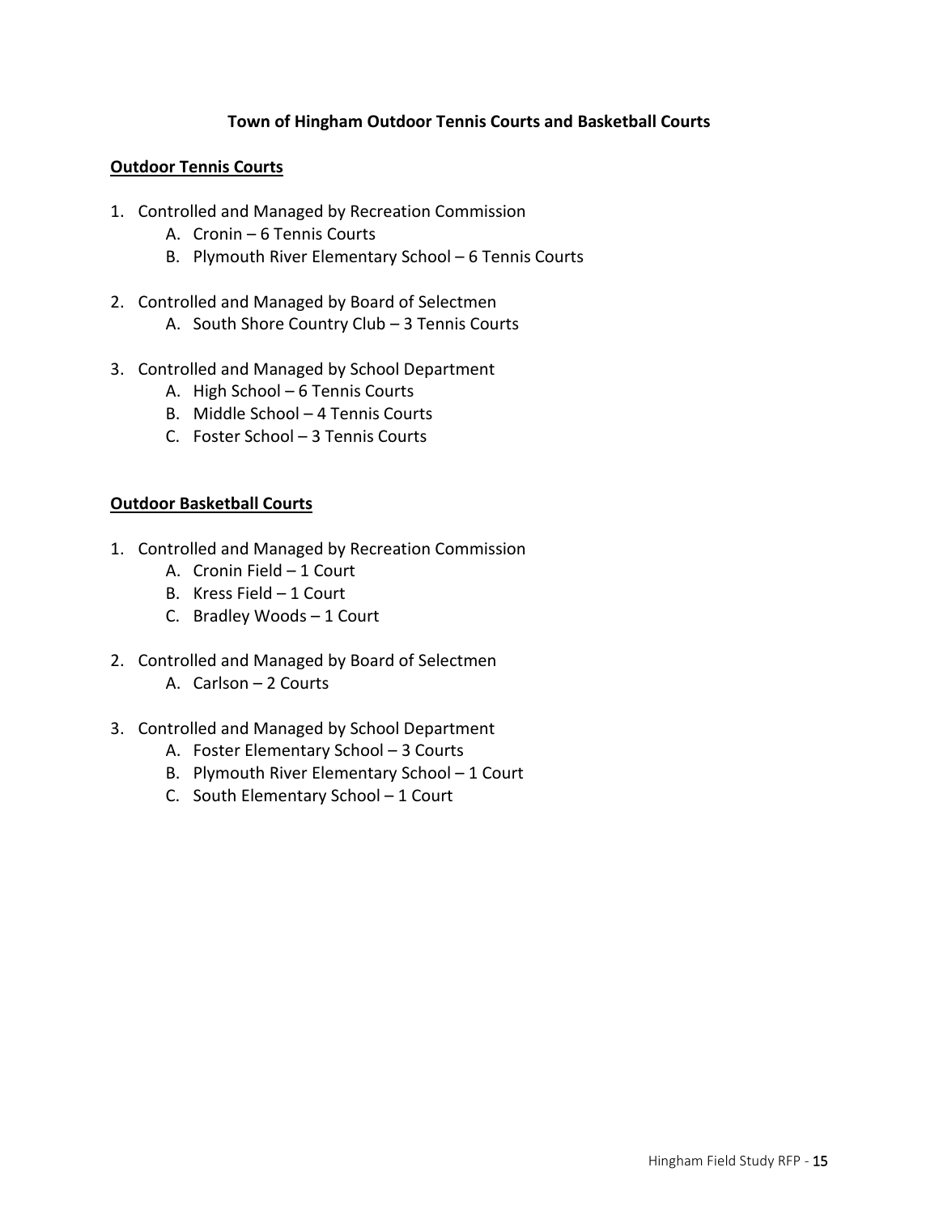# Town of Hingham Outdoor Tennis Courts and Basketball Courts

## Outdoor Tennis Courts

1. Controlled and Managed by Recreation Commission
    A. Cronin – 6 Tennis Courts
    B. Plymouth River Elementary School – 6 Tennis Courts

2. Controlled and Managed by Board of Selectmen
    A. South Shore Country Club – 3 Tennis Courts

3. Controlled and Managed by School Department
    A. High School – 6 Tennis Courts
    B. Middle School – 4 Tennis Courts
    C. Foster School – 3 Tennis Courts

## Outdoor Basketball Courts

1. Controlled and Managed by Recreation Commission
    A. Cronin Field – 1 Court
    B. Kress Field – 1 Court
    C. Bradley Woods – 1 Court

2. Controlled and Managed by Board of Selectmen
    A. Carlson – 2 Courts

3. Controlled and Managed by School Department
    A. Foster Elementary School – 3 Courts
    B. Plymouth River Elementary School – 1 Court
    C. South Elementary School – 1 Court